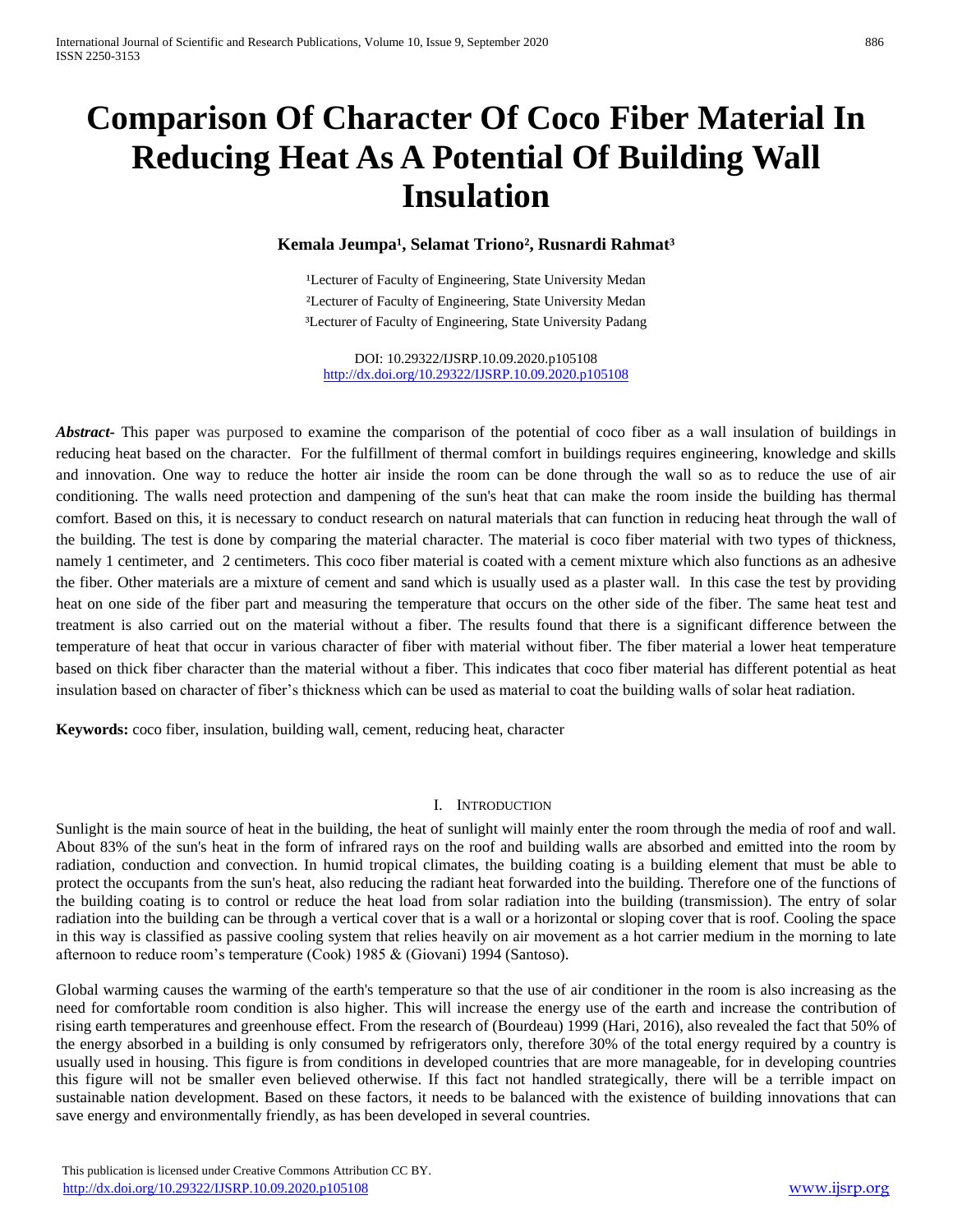# Comparison Of Character Of Coco Fiber Material In Reducing Heat As A Potential Of Building Wall Insulation

**Kemala Jeumpa[1], Selamat Triono[2], Rusnardi Rahmat[3]**

[1]Lecturer of Faculty of Engineering, State University Medan
[2]Lecturer of Faculty of Engineering, State University Medan
[3]Lecturer of Faculty of Engineering, State University Padang

DOI: 10.29322/IJSRP.10.09.2020.p105108
http://dx.doi.org/10.29322/IJSRP.10.09.2020.p105108

***Abstract-*** This paper was purposed to examine the comparison of the potential of coco fiber as a wall insulation of buildings in reducing heat based on the character. For the fulfillment of thermal comfort in buildings requires engineering, knowledge and skills and innovation. One way to reduce the hotter air inside the room can be done through the wall so as to reduce the use of air conditioning. The walls need protection and dampening of the sun's heat that can make the room inside the building has thermal comfort. Based on this, it is necessary to conduct research on natural materials that can function in reducing heat through the wall of the building. The test is done by comparing the material character. The material is coco fiber material with two types of thickness, namely 1 centimeter, and 2 centimeters. This coco fiber material is coated with a cement mixture which also functions as an adhesive the fiber. Other materials are a mixture of cement and sand which is usually used as a plaster wall. In this case the test by providing heat on one side of the fiber part and measuring the temperature that occurs on the other side of the fiber. The same heat test and treatment is also carried out on the material without a fiber. The results found that there is a significant difference between the temperature of heat that occur in various character of fiber with material without fiber. The fiber material a lower heat temperature based on thick fiber character than the material without a fiber. This indicates that coco fiber material has different potential as heat insulation based on character of fiber's thickness which can be used as material to coat the building walls of solar heat radiation.

**Keywords:** coco fiber, insulation, building wall, cement, reducing heat, character

## I. Introduction

Sunlight is the main source of heat in the building, the heat of sunlight will mainly enter the room through the media of roof and wall. About 83% of the sun's heat in the form of infrared rays on the roof and building walls are absorbed and emitted into the room by radiation, conduction and convection. In humid tropical climates, the building coating is a building element that must be able to protect the occupants from the sun's heat, also reducing the radiant heat forwarded into the building. Therefore one of the functions of the building coating is to control or reduce the heat load from solar radiation into the building (transmission). The entry of solar radiation into the building can be through a vertical cover that is a wall or a horizontal or sloping cover that is roof. Cooling the space in this way is classified as passive cooling system that relies heavily on air movement as a hot carrier medium in the morning to late afternoon to reduce room's temperature (Cook) 1985 & (Giovani) 1994 (Santoso).

Global warming causes the warming of the earth's temperature so that the use of air conditioner in the room is also increasing as the need for comfortable room condition is also higher. This will increase the energy use of the earth and increase the contribution of rising earth temperatures and greenhouse effect. From the research of (Bourdeau) 1999 (Hari, 2016), also revealed the fact that 50% of the energy absorbed in a building is only consumed by refrigerators only, therefore 30% of the total energy required by a country is usually used in housing. This figure is from conditions in developed countries that are more manageable, for in developing countries this figure will not be smaller even believed otherwise. If this fact not handled strategically, there will be a terrible impact on sustainable nation development. Based on these factors, it needs to be balanced with the existence of building innovations that can save energy and environmentally friendly, as has been developed in several countries.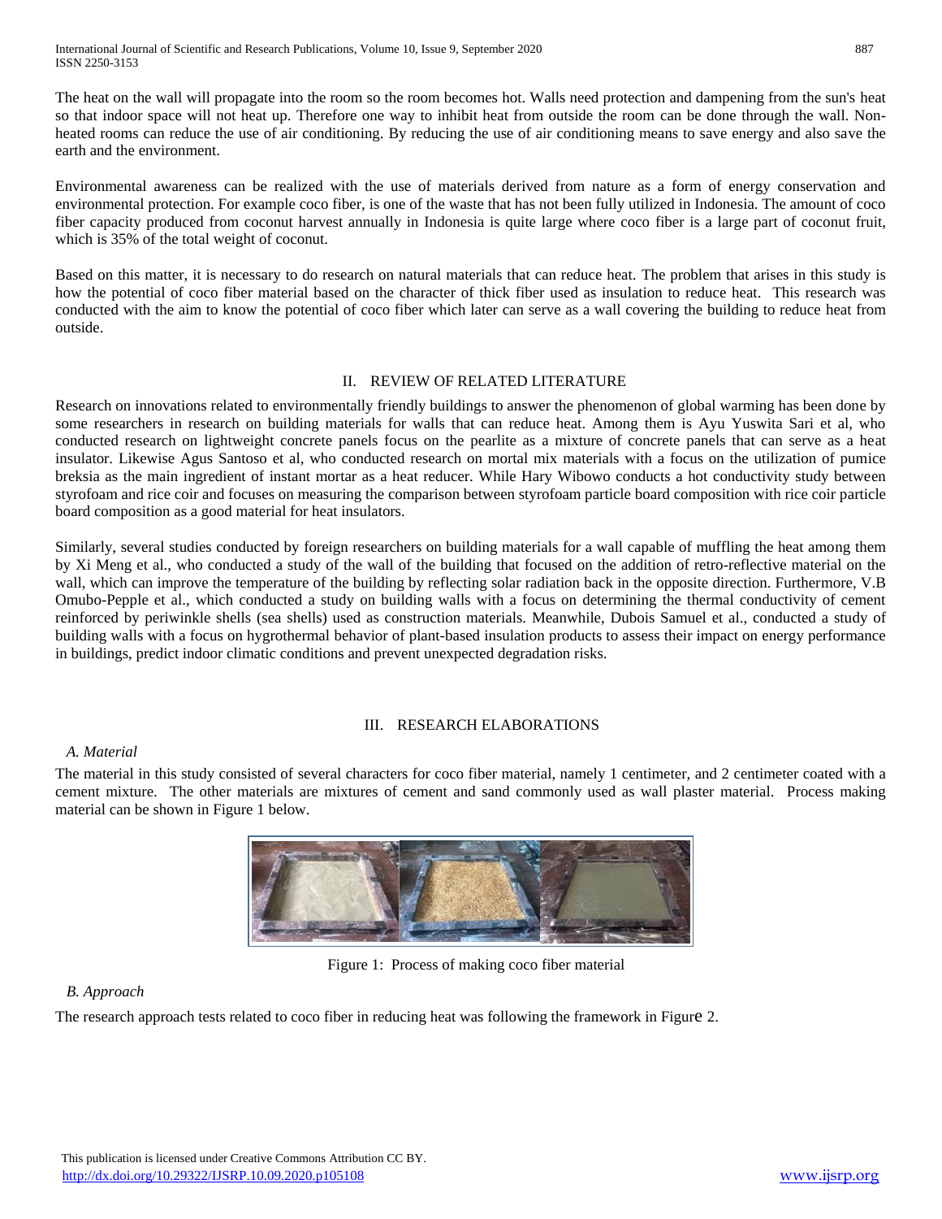The heat on the wall will propagate into the room so the room becomes hot. Walls need protection and dampening from the sun's heat so that indoor space will not heat up. Therefore one way to inhibit heat from outside the room can be done through the wall. Non-heated rooms can reduce the use of air conditioning. By reducing the use of air conditioning means to save energy and also save the earth and the environment.

Environmental awareness can be realized with the use of materials derived from nature as a form of energy conservation and environmental protection. For example coco fiber, is one of the waste that has not been fully utilized in Indonesia. The amount of coco fiber capacity produced from coconut harvest annually in Indonesia is quite large where coco fiber is a large part of coconut fruit, which is 35% of the total weight of coconut.

Based on this matter, it is necessary to do research on natural materials that can reduce heat. The problem that arises in this study is how the potential of coco fiber material based on the character of thick fiber used as insulation to reduce heat. This research was conducted with the aim to know the potential of coco fiber which later can serve as a wall covering the building to reduce heat from outside.

## II. REVIEW OF RELATED LITERATURE

Research on innovations related to environmentally friendly buildings to answer the phenomenon of global warming has been done by some researchers in research on building materials for walls that can reduce heat. Among them is Ayu Yuswita Sari et al, who conducted research on lightweight concrete panels focus on the pearlite as a mixture of concrete panels that can serve as a heat insulator. Likewise Agus Santoso et al, who conducted research on mortal mix materials with a focus on the utilization of pumice breksia as the main ingredient of instant mortar as a heat reducer. While Hary Wibowo conducts a hot conductivity study between styrofoam and rice coir and focuses on measuring the comparison between styrofoam particle board composition with rice coir particle board composition as a good material for heat insulators.

Similarly, several studies conducted by foreign researchers on building materials for a wall capable of muffling the heat among them by Xi Meng et al., who conducted a study of the wall of the building that focused on the addition of retro-reflective material on the wall, which can improve the temperature of the building by reflecting solar radiation back in the opposite direction. Furthermore, V.B Omubo-Pepple et al., which conducted a study on building walls with a focus on determining the thermal conductivity of cement reinforced by periwinkle shells (sea shells) used as construction materials. Meanwhile, Dubois Samuel et al., conducted a study of building walls with a focus on hygrothermal behavior of plant-based insulation products to assess their impact on energy performance in buildings, predict indoor climatic conditions and prevent unexpected degradation risks.

## III. RESEARCH ELABORATIONS

### *A. Material*

The material in this study consisted of several characters for coco fiber material, namely 1 centimeter, and 2 centimeter coated with a cement mixture. The other materials are mixtures of cement and sand commonly used as wall plaster material. Process making material can be shown in Figure 1 below.

Figure 1: Process of making coco fiber material

### *B. Approach*

The research approach tests related to coco fiber in reducing heat was following the framework in Figure 2.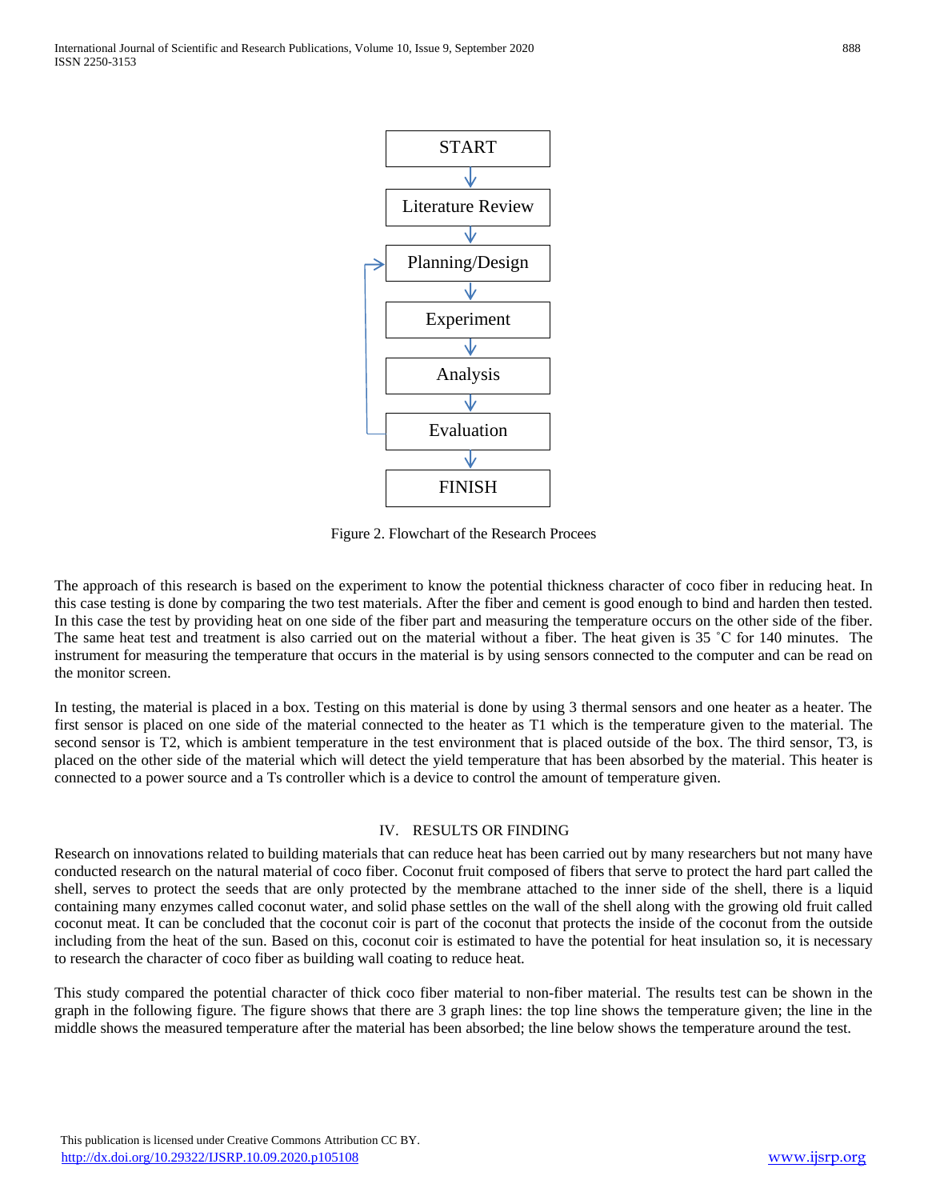START → Literature Review → Planning/Design → Experiment → Analysis → Evaluation → FINISH

Figure 2. Flowchart of the Research Procees

The approach of this research is based on the experiment to know the potential thickness character of coco fiber in reducing heat. In this case testing is done by comparing the two test materials. After the fiber and cement is good enough to bind and harden then tested. In this case the test by providing heat on one side of the fiber part and measuring the temperature occurs on the other side of the fiber. The same heat test and treatment is also carried out on the material without a fiber. The heat given is 35 ˚C for 140 minutes. The instrument for measuring the temperature that occurs in the material is by using sensors connected to the computer and can be read on the monitor screen.

In testing, the material is placed in a box. Testing on this material is done by using 3 thermal sensors and one heater as a heater. The first sensor is placed on one side of the material connected to the heater as T1 which is the temperature given to the material. The second sensor is T2, which is ambient temperature in the test environment that is placed outside of the box. The third sensor, T3, is placed on the other side of the material which will detect the yield temperature that has been absorbed by the material. This heater is connected to a power source and a Ts controller which is a device to control the amount of temperature given.

## IV. RESULTS OR FINDING

Research on innovations related to building materials that can reduce heat has been carried out by many researchers but not many have conducted research on the natural material of coco fiber. Coconut fruit composed of fibers that serve to protect the hard part called the shell, serves to protect the seeds that are only protected by the membrane attached to the inner side of the shell, there is a liquid containing many enzymes called coconut water, and solid phase settles on the wall of the shell along with the growing old fruit called coconut meat. It can be concluded that the coconut coir is part of the coconut that protects the inside of the coconut from the outside including from the heat of the sun. Based on this, coconut coir is estimated to have the potential for heat insulation so, it is necessary to research the character of coco fiber as building wall coating to reduce heat.

This study compared the potential character of thick coco fiber material to non-fiber material. The results test can be shown in the graph in the following figure. The figure shows that there are 3 graph lines: the top line shows the temperature given; the line in the middle shows the measured temperature after the material has been absorbed; the line below shows the temperature around the test.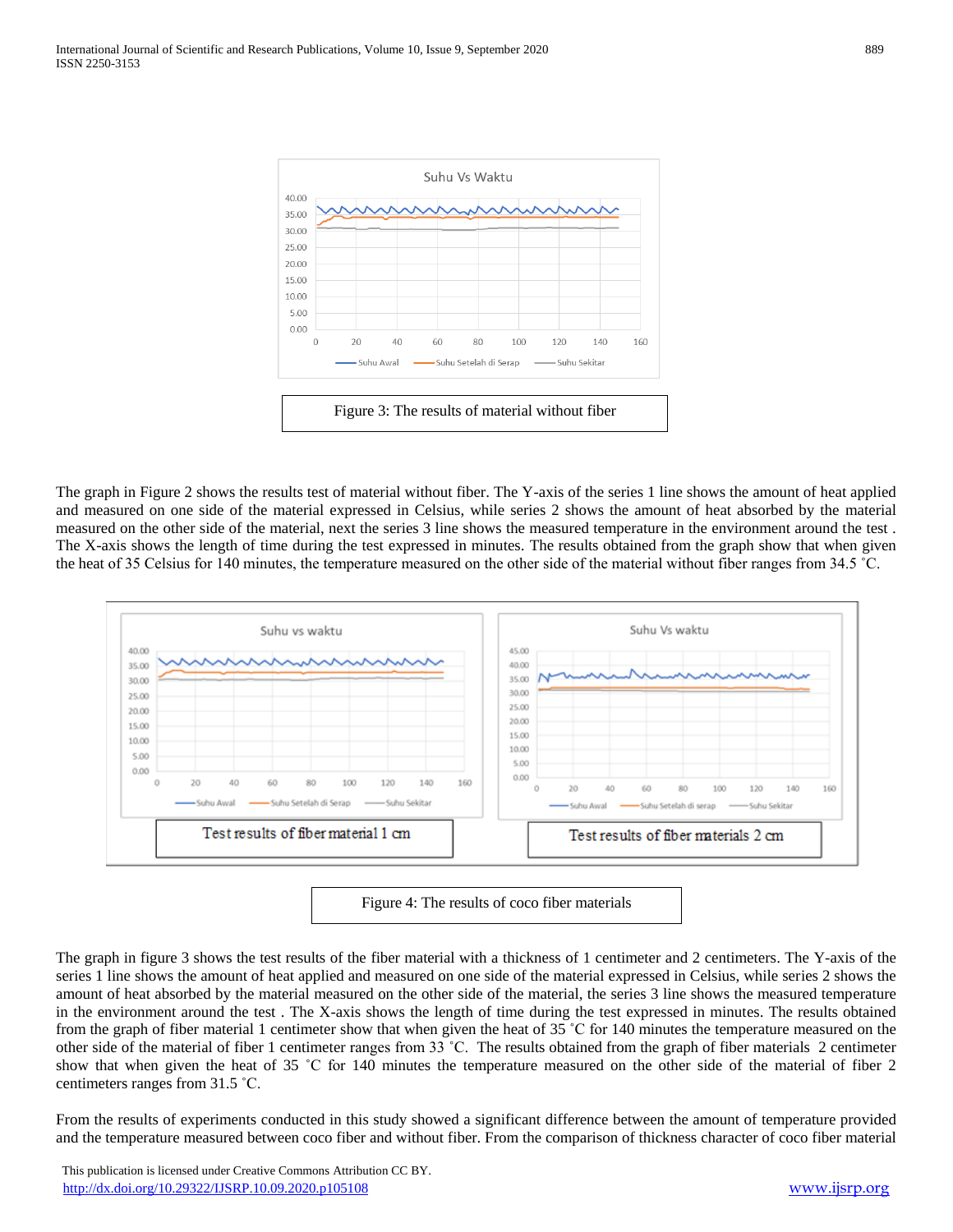Figure 3: The results of material without fiber

The graph in Figure 2 shows the results test of material without fiber. The Y-axis of the series 1 line shows the amount of heat applied and measured on one side of the material expressed in Celsius, while series 2 shows the amount of heat absorbed by the material measured on the other side of the material, next the series 3 line shows the measured temperature in the environment around the test . The X-axis shows the length of time during the test expressed in minutes. The results obtained from the graph show that when given the heat of 35 Celsius for 140 minutes, the temperature measured on the other side of the material without fiber ranges from 34.5 ˚C.

Test results of fiber material 1 cm

Test results of fiber materials 2 cm

Figure 4: The results of coco fiber materials

The graph in figure 3 shows the test results of the fiber material with a thickness of 1 centimeter and 2 centimeters. The Y-axis of the series 1 line shows the amount of heat applied and measured on one side of the material expressed in Celsius, while series 2 shows the amount of heat absorbed by the material measured on the other side of the material, the series 3 line shows the measured temperature in the environment around the test . The X-axis shows the length of time during the test expressed in minutes. The results obtained from the graph of fiber material 1 centimeter show that when given the heat of 35 ˚C for 140 minutes the temperature measured on the other side of the material of fiber 1 centimeter ranges from 33 ˚C. The results obtained from the graph of fiber materials 2 centimeter show that when given the heat of 35 ˚C for 140 minutes the temperature measured on the other side of the material of fiber 2 centimeters ranges from 31.5 ˚C.

From the results of experiments conducted in this study showed a significant difference between the amount of temperature provided and the temperature measured between coco fiber and without fiber. From the comparison of thickness character of coco fiber material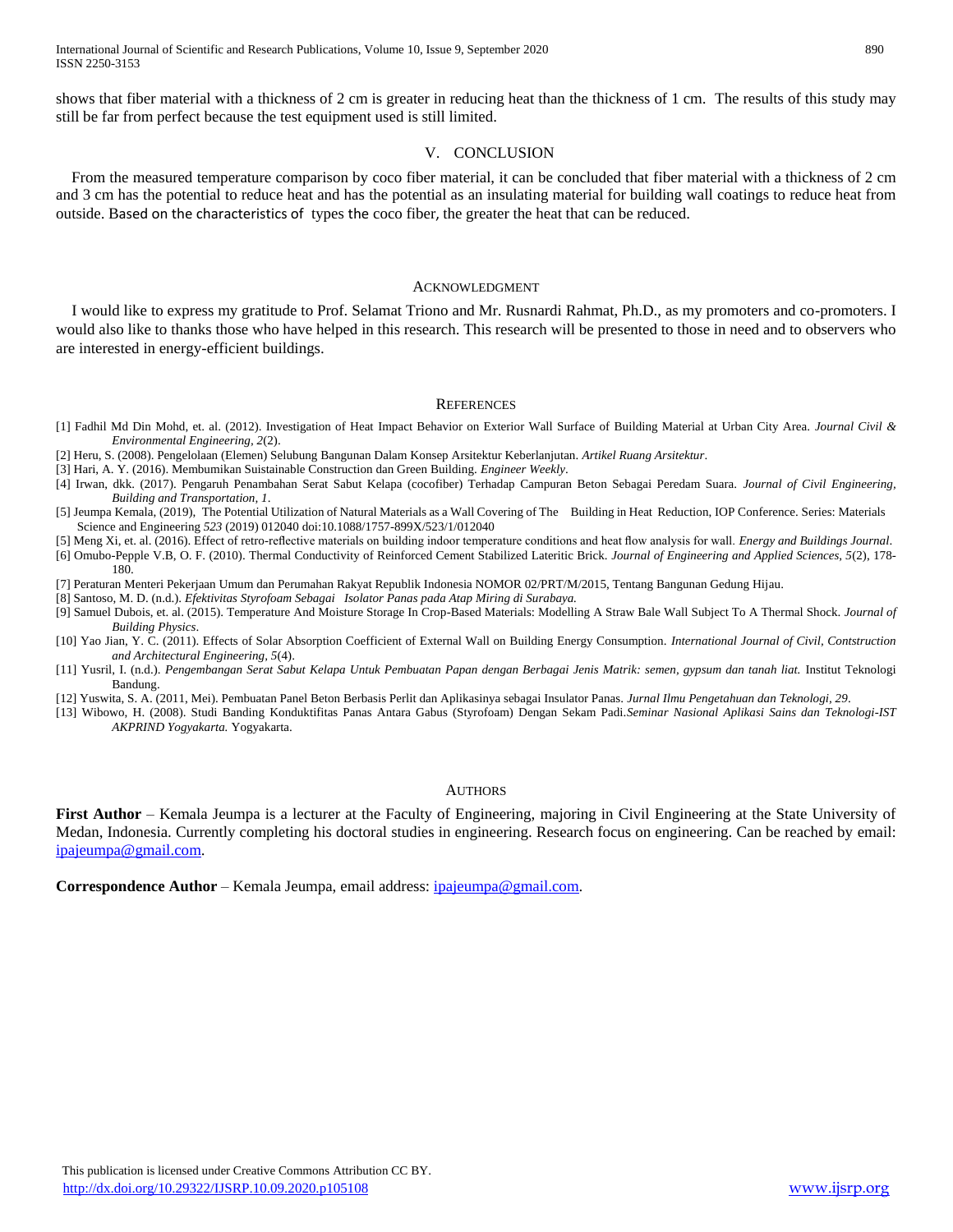shows that fiber material with a thickness of 2 cm is greater in reducing heat than the thickness of 1 cm. The results of this study may still be far from perfect because the test equipment used is still limited.

## V. CONCLUSION

From the measured temperature comparison by coco fiber material, it can be concluded that fiber material with a thickness of 2 cm and 3 cm has the potential to reduce heat and has the potential as an insulating material for building wall coatings to reduce heat from outside. Based on the characteristics of types the coco fiber, the greater the heat that can be reduced.

## ACKNOWLEDGMENT

I would like to express my gratitude to Prof. Selamat Triono and Mr. Rusnardi Rahmat, Ph.D., as my promoters and co-promoters. I would also like to thanks those who have helped in this research. This research will be presented to those in need and to observers who are interested in energy-efficient buildings.

## REFERENCES

[1] Fadhil Md Din Mohd, et. al. (2012). Investigation of Heat Impact Behavior on Exterior Wall Surface of Building Material at Urban City Area. *Journal Civil & Environmental Engineering, 2*(2).

[2] Heru, S. (2008). Pengelolaan (Elemen) Selubung Bangunan Dalam Konsep Arsitektur Keberlanjutan. *Artikel Ruang Arsitektur*.

[3] Hari, A. Y. (2016). Membumikan Suistainable Construction dan Green Building. *Engineer Weekly*.

[4] Irwan, dkk. (2017). Pengaruh Penambahan Serat Sabut Kelapa (cocofiber) Terhadap Campuran Beton Sebagai Peredam Suara. *Journal of Civil Engineering, Building and Transportation, 1*.

[5] Jeumpa Kemala, (2019), The Potential Utilization of Natural Materials as a Wall Covering of The Building in Heat Reduction, IOP Conference. Series: Materials Science and Engineering *523* (2019) 012040 doi:10.1088/1757-899X/523/1/012040

[5] Meng Xi, et. al. (2016). Effect of retro-reflective materials on building indoor temperature conditions and heat flow analysis for wall. *Energy and Buildings Journal*.

[6] Omubo-Pepple V.B, O. F. (2010). Thermal Conductivity of Reinforced Cement Stabilized Lateritic Brick. *Journal of Engineering and Applied Sciences, 5*(2), 178-180.

[7] Peraturan Menteri Pekerjaan Umum dan Perumahan Rakyat Republik Indonesia NOMOR 02/PRT/M/2015, Tentang Bangunan Gedung Hijau.

[8] Santoso, M. D. (n.d.). *Efektivitas Styrofoam Sebagai Isolator Panas pada Atap Miring di Surabaya.*

[9] Samuel Dubois, et. al. (2015). Temperature And Moisture Storage In Crop-Based Materials: Modelling A Straw Bale Wall Subject To A Thermal Shock. *Journal of Building Physics*.

[10] Yao Jian, Y. C. (2011). Effects of Solar Absorption Coefficient of External Wall on Building Energy Consumption. *International Journal of Civil, Contstruction and Architectural Engineering, 5*(4).

[11] Yusril, I. (n.d.). *Pengembangan Serat Sabut Kelapa Untuk Pembuatan Papan dengan Berbagai Jenis Matrik: semen, gypsum dan tanah liat.* Institut Teknologi Bandung.

[12] Yuswita, S. A. (2011, Mei). Pembuatan Panel Beton Berbasis Perlit dan Aplikasinya sebagai Insulator Panas. *Jurnal Ilmu Pengetahuan dan Teknologi, 29*.

[13] Wibowo, H. (2008). Studi Banding Konduktifitas Panas Antara Gabus (Styrofoam) Dengan Sekam Padi.*Seminar Nasional Aplikasi Sains dan Teknologi-IST AKPRIND Yogyakarta.* Yogyakarta.

## AUTHORS

**First Author** – Kemala Jeumpa is a lecturer at the Faculty of Engineering, majoring in Civil Engineering at the State University of Medan, Indonesia. Currently completing his doctoral studies in engineering. Research focus on engineering. Can be reached by email: ipajeumpa@gmail.com.

**Correspondence Author** – Kemala Jeumpa, email address: ipajeumpa@gmail.com.

This publication is licensed under Creative Commons Attribution CC BY.
http://dx.doi.org/10.29322/IJSRP.10.09.2020.p105108 www.ijsrp.org